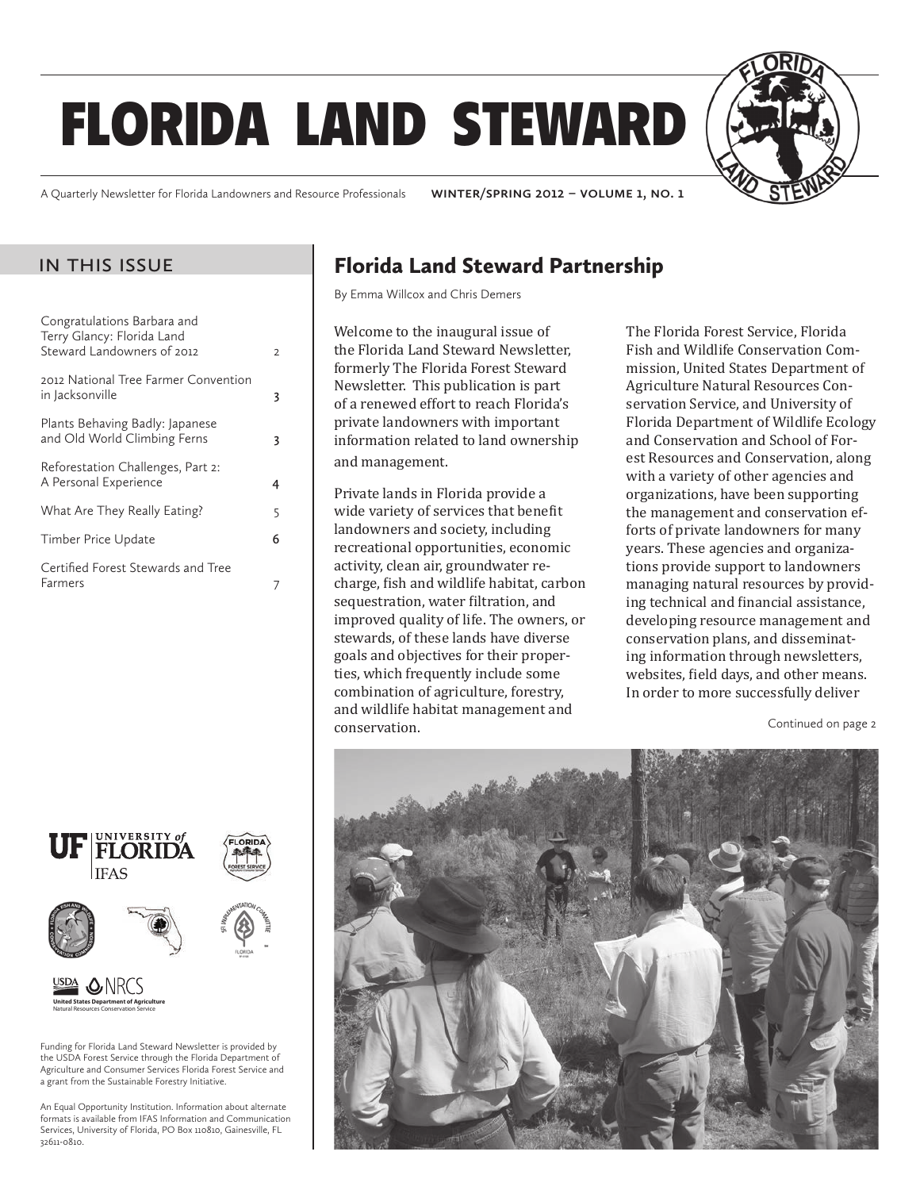# FLORIDA LAND STEWARD

A Quarterly Newsletter for Florida Landowners and Resource Professionals **WINTER/SPRING 2012 – VOLUME 1, NO. 1**

## IN THIS ISSUE

| | |
|---|---|
| Congratulations Barbara and Terry Glancy: Florida Land Steward Landowners of 2012 | 2 |
| 2012 National Tree Farmer Convention in Jacksonville | 3 |
| Plants Behaving Badly: Japanese and Old World Climbing Ferns | 3 |
| Reforestation Challenges, Part 2: A Personal Experience | 4 |
| What Are They Really Eating? | 5 |
| Timber Price Update | 6 |
| Certified Forest Stewards and Tree Farmers | 7 |

## Florida Land Steward Partnership

By Emma Willcox and Chris Demers

Welcome to the inaugural issue of the Florida Land Steward Newsletter, formerly The Florida Forest Steward Newsletter. This publication is part of a renewed effort to reach Florida's private landowners with important information related to land ownership and management.

Private lands in Florida provide a wide variety of services that benefit landowners and society, including recreational opportunities, economic activity, clean air, groundwater recharge, fish and wildlife habitat, carbon sequestration, water filtration, and improved quality of life. The owners, or stewards, of these lands have diverse goals and objectives for their properties, which frequently include some combination of agriculture, forestry, and wildlife habitat management and conservation.

The Florida Forest Service, Florida Fish and Wildlife Conservation Commission, United States Department of Agriculture Natural Resources Conservation Service, and University of Florida Department of Wildlife Ecology and Conservation and School of Forest Resources and Conservation, along with a variety of other agencies and organizations, have been supporting the management and conservation efforts of private landowners for many years. These agencies and organizations provide support to landowners managing natural resources by providing technical and financial assistance, developing resource management and conservation plans, and disseminating information through newsletters, websites, field days, and other means. In order to more successfully deliver

Continued on page 2

Funding for Florida Land Steward Newsletter is provided by the USDA Forest Service through the Florida Department of Agriculture and Consumer Services Florida Forest Service and a grant from the Sustainable Forestry Initiative.

An Equal Opportunity Institution. Information about alternate formats is available from IFAS Information and Communication Services, University of Florida, PO Box 110810, Gainesville, FL 32611-0810.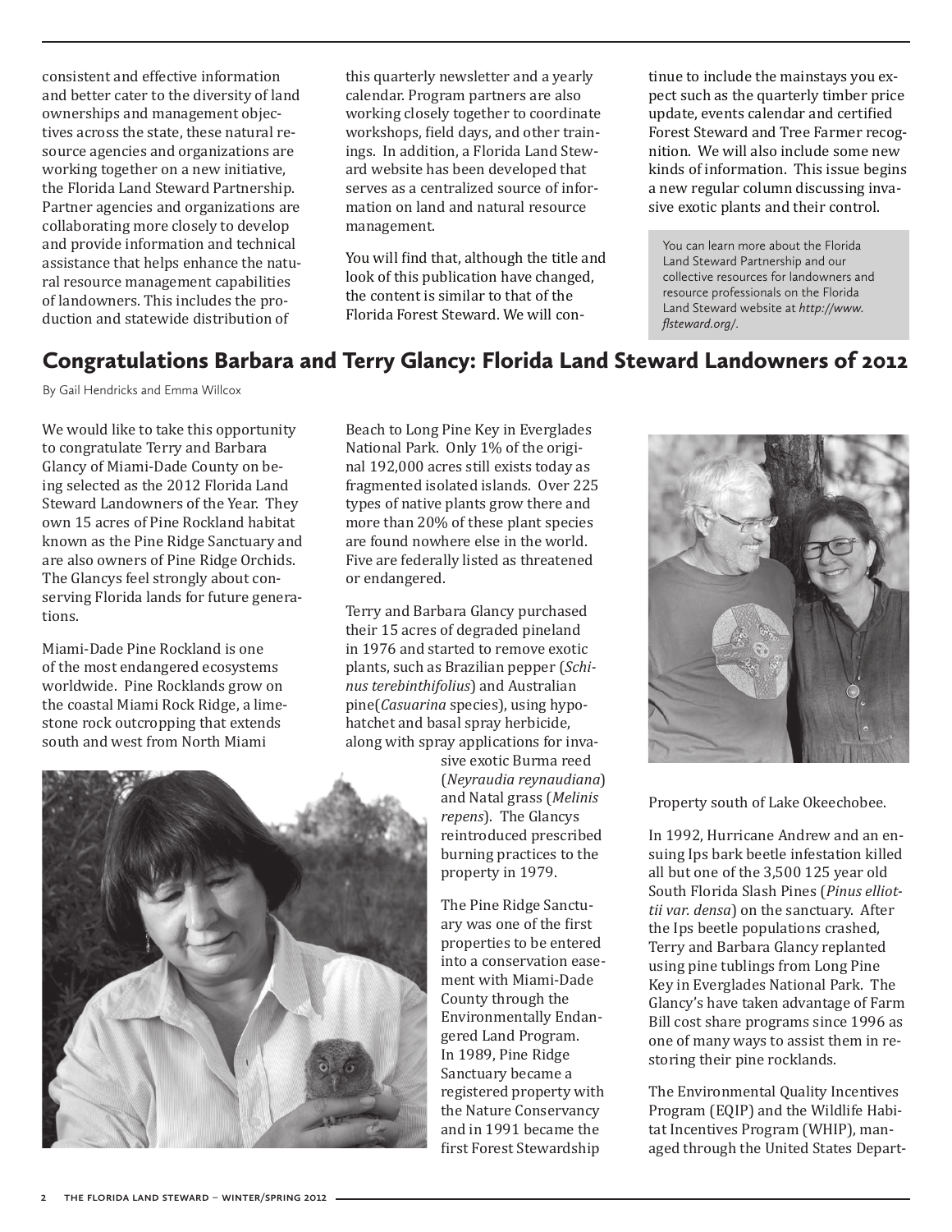consistent and effective information and better cater to the diversity of land ownerships and management objectives across the state, these natural resource agencies and organizations are working together on a new initiative, the Florida Land Steward Partnership. Partner agencies and organizations are collaborating more closely to develop and provide information and technical assistance that helps enhance the natural resource management capabilities of landowners. This includes the production and statewide distribution of this quarterly newsletter and a yearly calendar. Program partners are also working closely together to coordinate workshops, field days, and other trainings. In addition, a Florida Land Steward website has been developed that serves as a centralized source of information on land and natural resource management.

You will find that, although the title and look of this publication have changed, the content is similar to that of the Florida Forest Steward. We will continue to include the mainstays you expect such as the quarterly timber price update, events calendar and certified Forest Steward and Tree Farmer recognition. We will also include some new kinds of information. This issue begins a new regular column discussing invasive exotic plants and their control.

You can learn more about the Florida Land Steward Partnership and our collective resources for landowners and resource professionals on the Florida Land Steward website at *http://www.flsteward.org/*.

## Congratulations Barbara and Terry Glancy: Florida Land Steward Landowners of 2012

By Gail Hendricks and Emma Willcox

We would like to take this opportunity to congratulate Terry and Barbara Glancy of Miami-Dade County on being selected as the 2012 Florida Land Steward Landowners of the Year. They own 15 acres of Pine Rockland habitat known as the Pine Ridge Sanctuary and are also owners of Pine Ridge Orchids. The Glancys feel strongly about conserving Florida lands for future generations.

Miami-Dade Pine Rockland is one of the most endangered ecosystems worldwide. Pine Rocklands grow on the coastal Miami Rock Ridge, a limestone rock outcropping that extends south and west from North Miami Beach to Long Pine Key in Everglades National Park. Only 1% of the original 192,000 acres still exists today as fragmented isolated islands. Over 225 types of native plants grow there and more than 20% of these plant species are found nowhere else in the world. Five are federally listed as threatened or endangered.

Terry and Barbara Glancy purchased their 15 acres of degraded pineland in 1976 and started to remove exotic plants, such as Brazilian pepper (*Schinus terebinthifolius*) and Australian pine(*Casuarina* species), using hypohatchet and basal spray herbicide, along with spray applications for invasive exotic Burma reed (*Neyraudia reynaudiana*) and Natal grass (*Melinis repens*). The Glancys reintroduced prescribed burning practices to the property in 1979.

The Pine Ridge Sanctuary was one of the first properties to be entered into a conservation easement with Miami-Dade County through the Environmentally Endangered Land Program. In 1989, Pine Ridge Sanctuary became a registered property with the Nature Conservancy and in 1991 became the first Forest Stewardship Property south of Lake Okeechobee.

In 1992, Hurricane Andrew and an ensuing Ips bark beetle infestation killed all but one of the 3,500 125 year old South Florida Slash Pines (*Pinus elliottii var. densa*) on the sanctuary. After the Ips beetle populations crashed, Terry and Barbara Glancy replanted using pine tublings from Long Pine Key in Everglades National Park. The Glancy's have taken advantage of Farm Bill cost share programs since 1996 as one of many ways to assist them in restoring their pine rocklands.

The Environmental Quality Incentives Program (EQIP) and the Wildlife Habitat Incentives Program (WHIP), managed through the United States Depart-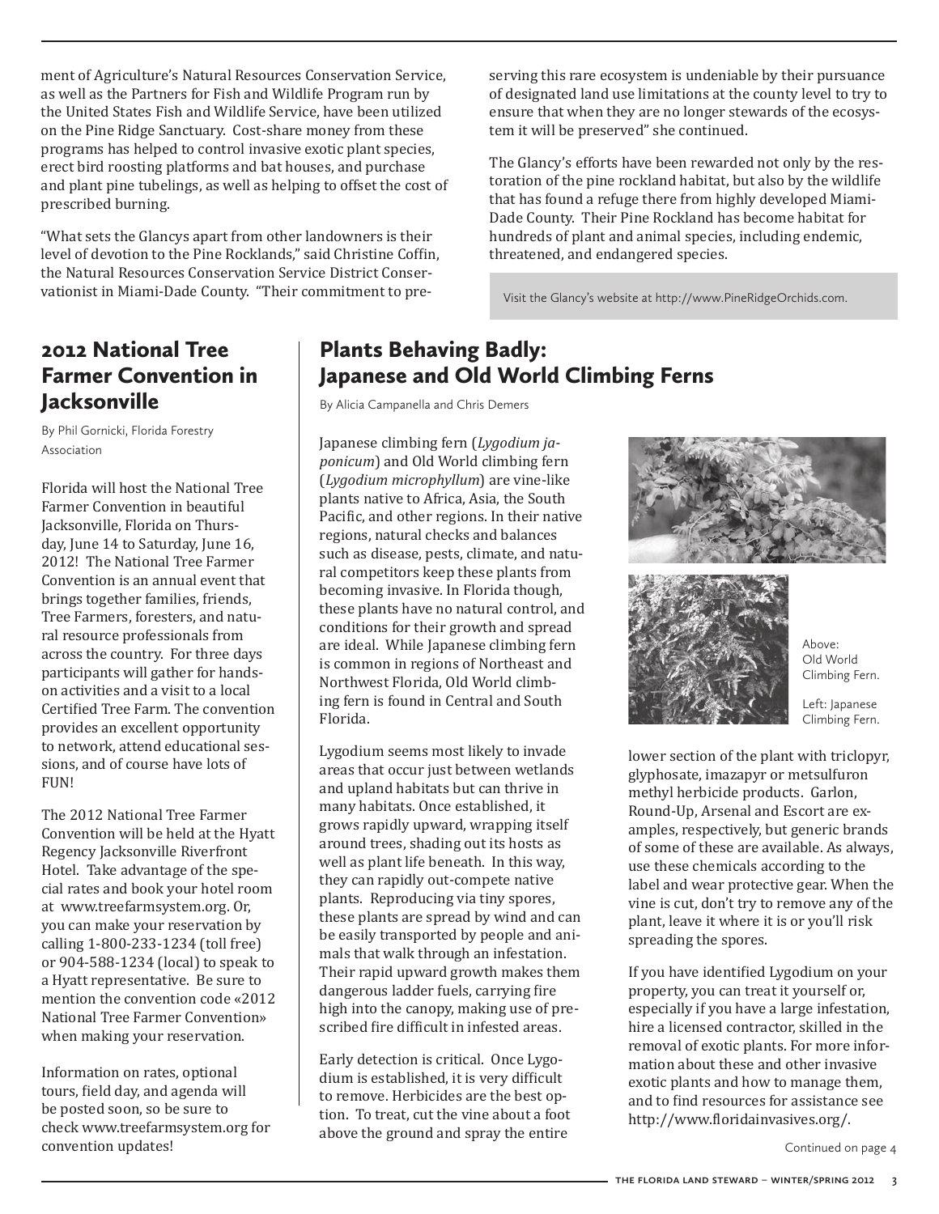ment of Agriculture's Natural Resources Conservation Service, as well as the Partners for Fish and Wildlife Program run by the United States Fish and Wildlife Service, have been utilized on the Pine Ridge Sanctuary. Cost-share money from these programs has helped to control invasive exotic plant species, erect bird roosting platforms and bat houses, and purchase and plant pine tubelings, as well as helping to offset the cost of prescribed burning.

"What sets the Glancys apart from other landowners is their level of devotion to the Pine Rocklands," said Christine Coffin, the Natural Resources Conservation Service District Conservationist in Miami-Dade County. "Their commitment to preserving this rare ecosystem is undeniable by their pursuance of designated land use limitations at the county level to try to ensure that when they are no longer stewards of the ecosystem it will be preserved" she continued.

The Glancy's efforts have been rewarded not only by the restoration of the pine rockland habitat, but also by the wildlife that has found a refuge there from highly developed Miami-Dade County. Their Pine Rockland has become habitat for hundreds of plant and animal species, including endemic, threatened, and endangered species.

Visit the Glancy's website at http://www.PineRidgeOrchids.com.

## 2012 National Tree Farmer Convention in Jacksonville

By Phil Gornicki, Florida Forestry Association

Florida will host the National Tree Farmer Convention in beautiful Jacksonville, Florida on Thursday, June 14 to Saturday, June 16, 2012! The National Tree Farmer Convention is an annual event that brings together families, friends, Tree Farmers, foresters, and natural resource professionals from across the country. For three days participants will gather for hands-on activities and a visit to a local Certified Tree Farm. The convention provides an excellent opportunity to network, attend educational sessions, and of course have lots of FUN!

The 2012 National Tree Farmer Convention will be held at the Hyatt Regency Jacksonville Riverfront Hotel. Take advantage of the special rates and book your hotel room at www.treefarmsystem.org. Or, you can make your reservation by calling 1-800-233-1234 (toll free) or 904-588-1234 (local) to speak to a Hyatt representative. Be sure to mention the convention code «2012 National Tree Farmer Convention» when making your reservation.

Information on rates, optional tours, field day, and agenda will be posted soon, so be sure to check www.treefarmsystem.org for convention updates!

## Plants Behaving Badly: Japanese and Old World Climbing Ferns

By Alicia Campanella and Chris Demers

Japanese climbing fern (*Lygodium japonicum*) and Old World climbing fern (*Lygodium microphyllum*) are vine-like plants native to Africa, Asia, the South Pacific, and other regions. In their native regions, natural checks and balances such as disease, pests, climate, and natural competitors keep these plants from becoming invasive. In Florida though, these plants have no natural control, and conditions for their growth and spread are ideal. While Japanese climbing fern is common in regions of Northeast and Northwest Florida, Old World climbing fern is found in Central and South Florida.

Lygodium seems most likely to invade areas that occur just between wetlands and upland habitats but can thrive in many habitats. Once established, it grows rapidly upward, wrapping itself around trees, shading out its hosts as well as plant life beneath. In this way, they can rapidly out-compete native plants. Reproducing via tiny spores, these plants are spread by wind and can be easily transported by people and animals that walk through an infestation. Their rapid upward growth makes them dangerous ladder fuels, carrying fire high into the canopy, making use of prescribed fire difficult in infested areas.

Early detection is critical. Once Lygodium is established, it is very difficult to remove. Herbicides are the best option. To treat, cut the vine about a foot above the ground and spray the entire lower section of the plant with triclopyr, glyphosate, imazapyr or metsulfuron methyl herbicide products. Garlon, Round-Up, Arsenal and Escort are examples, respectively, but generic brands of some of these are available. As always, use these chemicals according to the label and wear protective gear. When the vine is cut, don't try to remove any of the plant, leave it where it is or you'll risk spreading the spores.

Above: Old World Climbing Fern.

Left: Japanese Climbing Fern.

If you have identified Lygodium on your property, you can treat it yourself or, especially if you have a large infestation, hire a licensed contractor, skilled in the removal of exotic plants. For more information about these and other invasive exotic plants and how to manage them, and to find resources for assistance see http://www.floridainvasives.org/.

Continued on page 4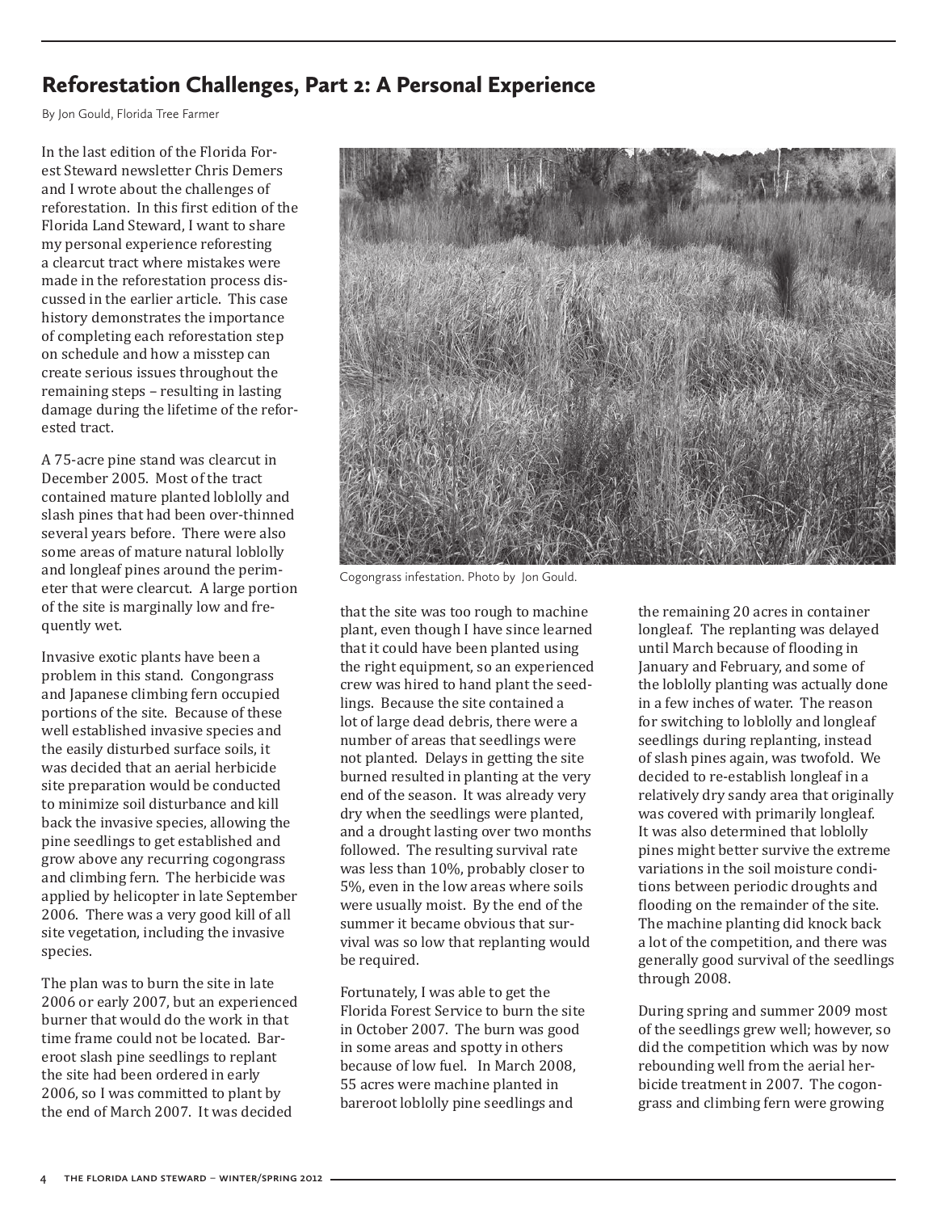## Reforestation Challenges, Part 2: A Personal Experience

By Jon Gould, Florida Tree Farmer

In the last edition of the Florida Forest Steward newsletter Chris Demers and I wrote about the challenges of reforestation. In this first edition of the Florida Land Steward, I want to share my personal experience reforesting a clearcut tract where mistakes were made in the reforestation process discussed in the earlier article. This case history demonstrates the importance of completing each reforestation step on schedule and how a misstep can create serious issues throughout the remaining steps – resulting in lasting damage during the lifetime of the reforested tract.

A 75-acre pine stand was clearcut in December 2005. Most of the tract contained mature planted loblolly and slash pines that had been over-thinned several years before. There were also some areas of mature natural loblolly and longleaf pines around the perimeter that were clearcut. A large portion of the site is marginally low and frequently wet.

Invasive exotic plants have been a problem in this stand. Congongrass and Japanese climbing fern occupied portions of the site. Because of these well established invasive species and the easily disturbed surface soils, it was decided that an aerial herbicide site preparation would be conducted to minimize soil disturbance and kill back the invasive species, allowing the pine seedlings to get established and grow above any recurring cogongrass and climbing fern. The herbicide was applied by helicopter in late September 2006. There was a very good kill of all site vegetation, including the invasive species.

The plan was to burn the site in late 2006 or early 2007, but an experienced burner that would do the work in that time frame could not be located. Bareroot slash pine seedlings to replant the site had been ordered in early 2006, so I was committed to plant by the end of March 2007. It was decided that the site was too rough to machine plant, even though I have since learned that it could have been planted using the right equipment, so an experienced crew was hired to hand plant the seedlings. Because the site contained a lot of large dead debris, there were a number of areas that seedlings were not planted. Delays in getting the site burned resulted in planting at the very end of the season. It was already very dry when the seedlings were planted, and a drought lasting over two months followed. The resulting survival rate was less than 10%, probably closer to 5%, even in the low areas where soils were usually moist. By the end of the summer it became obvious that survival was so low that replanting would be required.

Cogongrass infestation. Photo by Jon Gould.

Fortunately, I was able to get the Florida Forest Service to burn the site in October 2007. The burn was good in some areas and spotty in others because of low fuel. In March 2008, 55 acres were machine planted in bareroot loblolly pine seedlings and the remaining 20 acres in container longleaf. The replanting was delayed until March because of flooding in January and February, and some of the loblolly planting was actually done in a few inches of water. The reason for switching to loblolly and longleaf seedlings during replanting, instead of slash pines again, was twofold. We decided to re-establish longleaf in a relatively dry sandy area that originally was covered with primarily longleaf. It was also determined that loblolly pines might better survive the extreme variations in the soil moisture conditions between periodic droughts and flooding on the remainder of the site. The machine planting did knock back a lot of the competition, and there was generally good survival of the seedlings through 2008.

During spring and summer 2009 most of the seedlings grew well; however, so did the competition which was by now rebounding well from the aerial herbicide treatment in 2007. The cogongrass and climbing fern were growing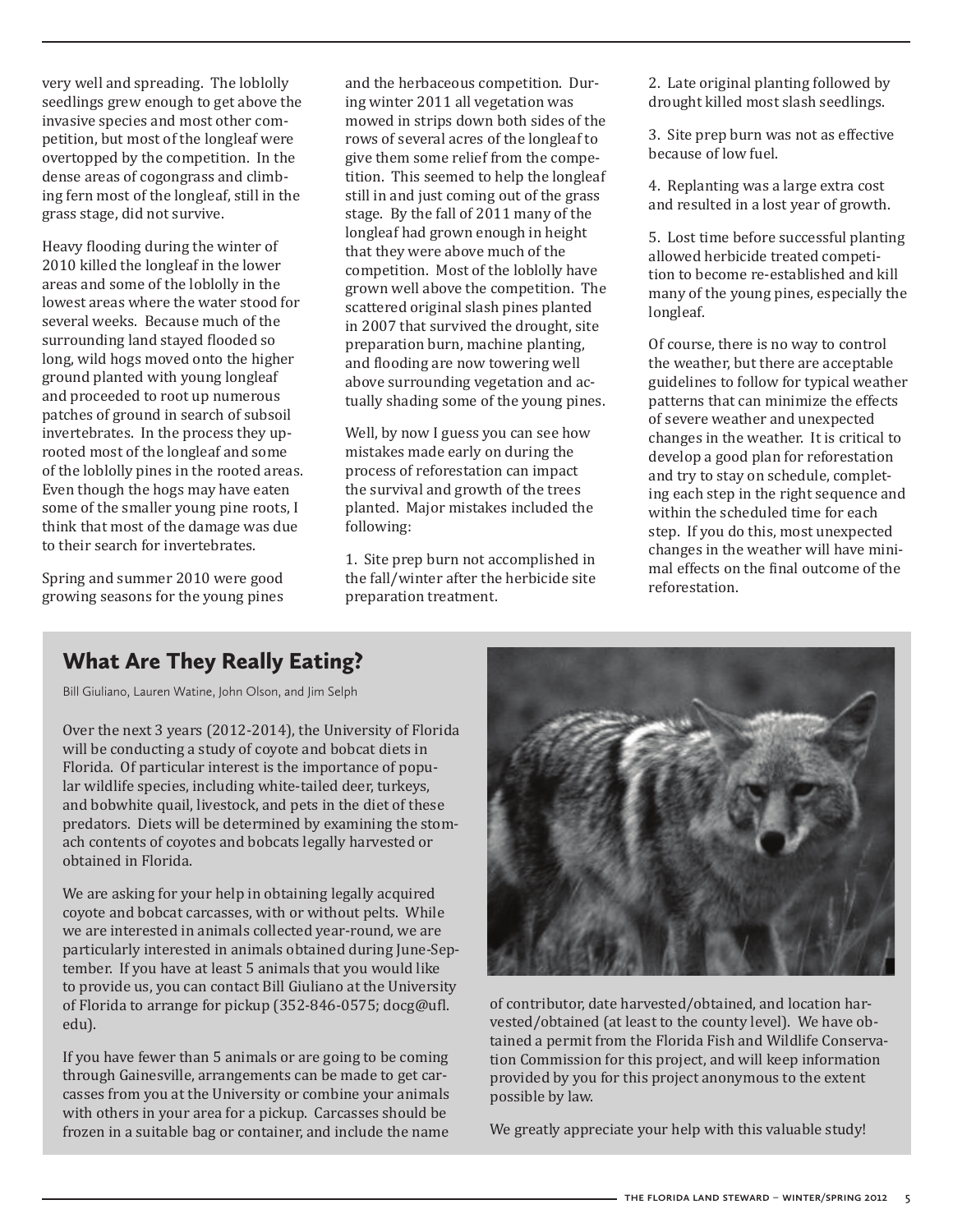very well and spreading. The loblolly seedlings grew enough to get above the invasive species and most other competition, but most of the longleaf were overtopped by the competition. In the dense areas of cogongrass and climbing fern most of the longleaf, still in the grass stage, did not survive.

Heavy flooding during the winter of 2010 killed the longleaf in the lower areas and some of the loblolly in the lowest areas where the water stood for several weeks. Because much of the surrounding land stayed flooded so long, wild hogs moved onto the higher ground planted with young longleaf and proceeded to root up numerous patches of ground in search of subsoil invertebrates. In the process they uprooted most of the longleaf and some of the loblolly pines in the rooted areas. Even though the hogs may have eaten some of the smaller young pine roots, I think that most of the damage was due to their search for invertebrates.

Spring and summer 2010 were good growing seasons for the young pines and the herbaceous competition. During winter 2011 all vegetation was mowed in strips down both sides of the rows of several acres of the longleaf to give them some relief from the competition. This seemed to help the longleaf still in and just coming out of the grass stage. By the fall of 2011 many of the longleaf had grown enough in height that they were above much of the competition. Most of the loblolly have grown well above the competition. The scattered original slash pines planted in 2007 that survived the drought, site preparation burn, machine planting, and flooding are now towering well above surrounding vegetation and actually shading some of the young pines.

Well, by now I guess you can see how mistakes made early on during the process of reforestation can impact the survival and growth of the trees planted. Major mistakes included the following:

1. Site prep burn not accomplished in the fall/winter after the herbicide site preparation treatment.

2. Late original planting followed by drought killed most slash seedlings.

3. Site prep burn was not as effective because of low fuel.

4. Replanting was a large extra cost and resulted in a lost year of growth.

5. Lost time before successful planting allowed herbicide treated competition to become re-established and kill many of the young pines, especially the longleaf.

Of course, there is no way to control the weather, but there are acceptable guidelines to follow for typical weather patterns that can minimize the effects of severe weather and unexpected changes in the weather. It is critical to develop a good plan for reforestation and try to stay on schedule, completing each step in the right sequence and within the scheduled time for each step. If you do this, most unexpected changes in the weather will have minimal effects on the final outcome of the reforestation.

## What Are They Really Eating?

Bill Giuliano, Lauren Watine, John Olson, and Jim Selph

Over the next 3 years (2012-2014), the University of Florida will be conducting a study of coyote and bobcat diets in Florida. Of particular interest is the importance of popular wildlife species, including white-tailed deer, turkeys, and bobwhite quail, livestock, and pets in the diet of these predators. Diets will be determined by examining the stomach contents of coyotes and bobcats legally harvested or obtained in Florida.

We are asking for your help in obtaining legally acquired coyote and bobcat carcasses, with or without pelts. While we are interested in animals collected year-round, we are particularly interested in animals obtained during June-September. If you have at least 5 animals that you would like to provide us, you can contact Bill Giuliano at the University of Florida to arrange for pickup (352-846-0575; docg@ufl.edu).

If you have fewer than 5 animals or are going to be coming through Gainesville, arrangements can be made to get carcasses from you at the University or combine your animals with others in your area for a pickup. Carcasses should be frozen in a suitable bag or container, and include the name of contributor, date harvested/obtained, and location harvested/obtained (at least to the county level). We have obtained a permit from the Florida Fish and Wildlife Conservation Commission for this project, and will keep information provided by you for this project anonymous to the extent possible by law.

We greatly appreciate your help with this valuable study!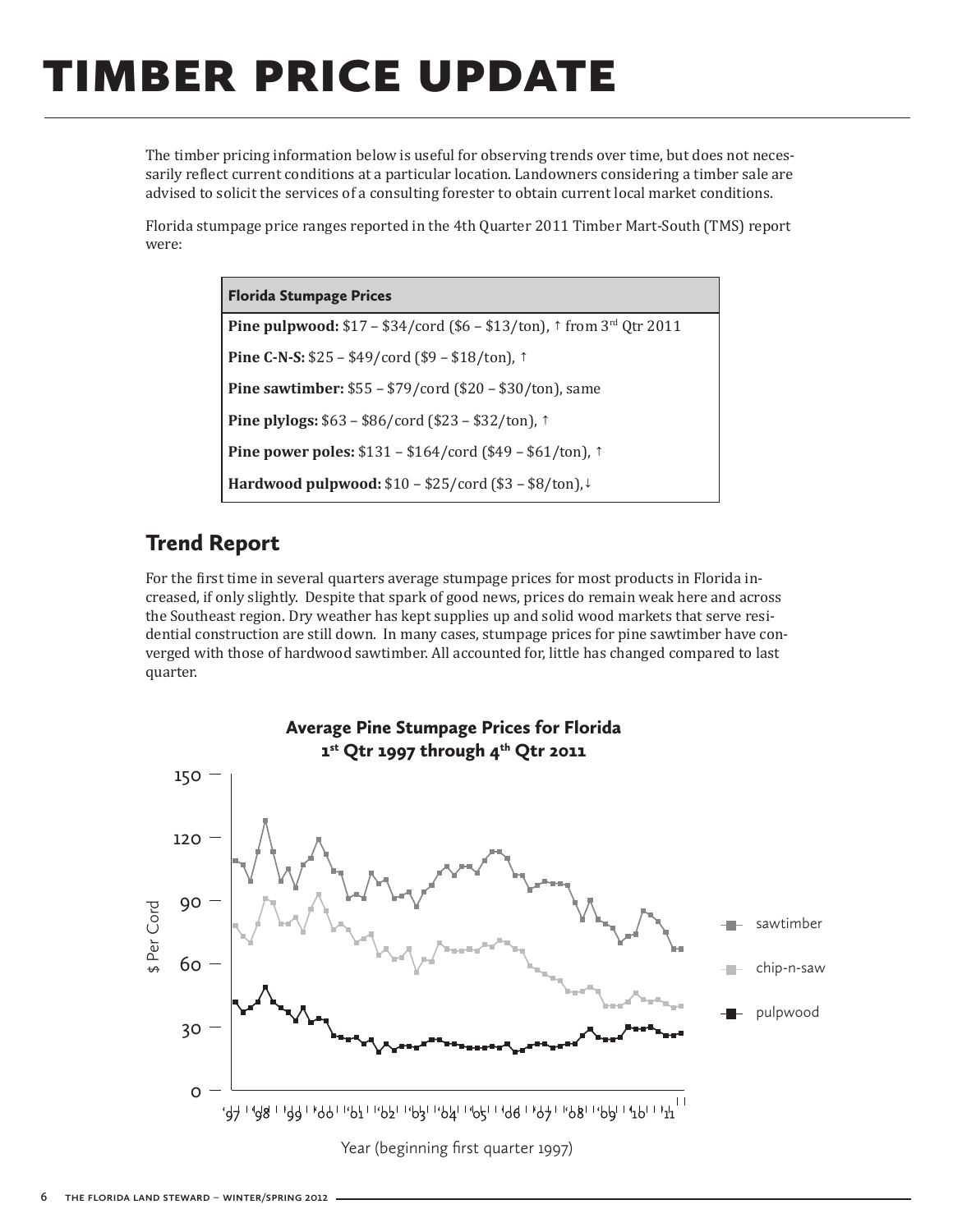# TIMBER PRICE UPDATE

The timber pricing information below is useful for observing trends over time, but does not necessarily reflect current conditions at a particular location. Landowners considering a timber sale are advised to solicit the services of a consulting forester to obtain current local market conditions.

Florida stumpage price ranges reported in the 4th Quarter 2011 Timber Mart-South (TMS) report were:

| Florida Stumpage Prices |
|---|
| **Pine pulpwood:** \$17 – \$34/cord (\$6 – \$13/ton), ↑ from 3rd Qtr 2011 |
| **Pine C-N-S:** \$25 – \$49/cord (\$9 – \$18/ton), ↑ |
| **Pine sawtimber:** \$55 – \$79/cord (\$20 – \$30/ton), same |
| **Pine plylogs:** \$63 – \$86/cord (\$23 – \$32/ton), ↑ |
| **Pine power poles:** \$131 – \$164/cord (\$49 – \$61/ton), ↑ |
| **Hardwood pulpwood:** \$10 – \$25/cord (\$3 – \$8/ton), ↓ |

## Trend Report

For the first time in several quarters average stumpage prices for most products in Florida increased, if only slightly. Despite that spark of good news, prices do remain weak here and across the Southeast region. Dry weather has kept supplies up and solid wood markets that serve residential construction are still down. In many cases, stumpage prices for pine sawtimber have converged with those of hardwood sawtimber. All accounted for, little has changed compared to last quarter.

**Average Pine Stumpage Prices for Florida**
**1st Qtr 1997 through 4th Qtr 2011**

$ Per Cord (0–150); Year (beginning first quarter 1997), '97–'11

Legend: sawtimber, chip-n-saw, pulpwood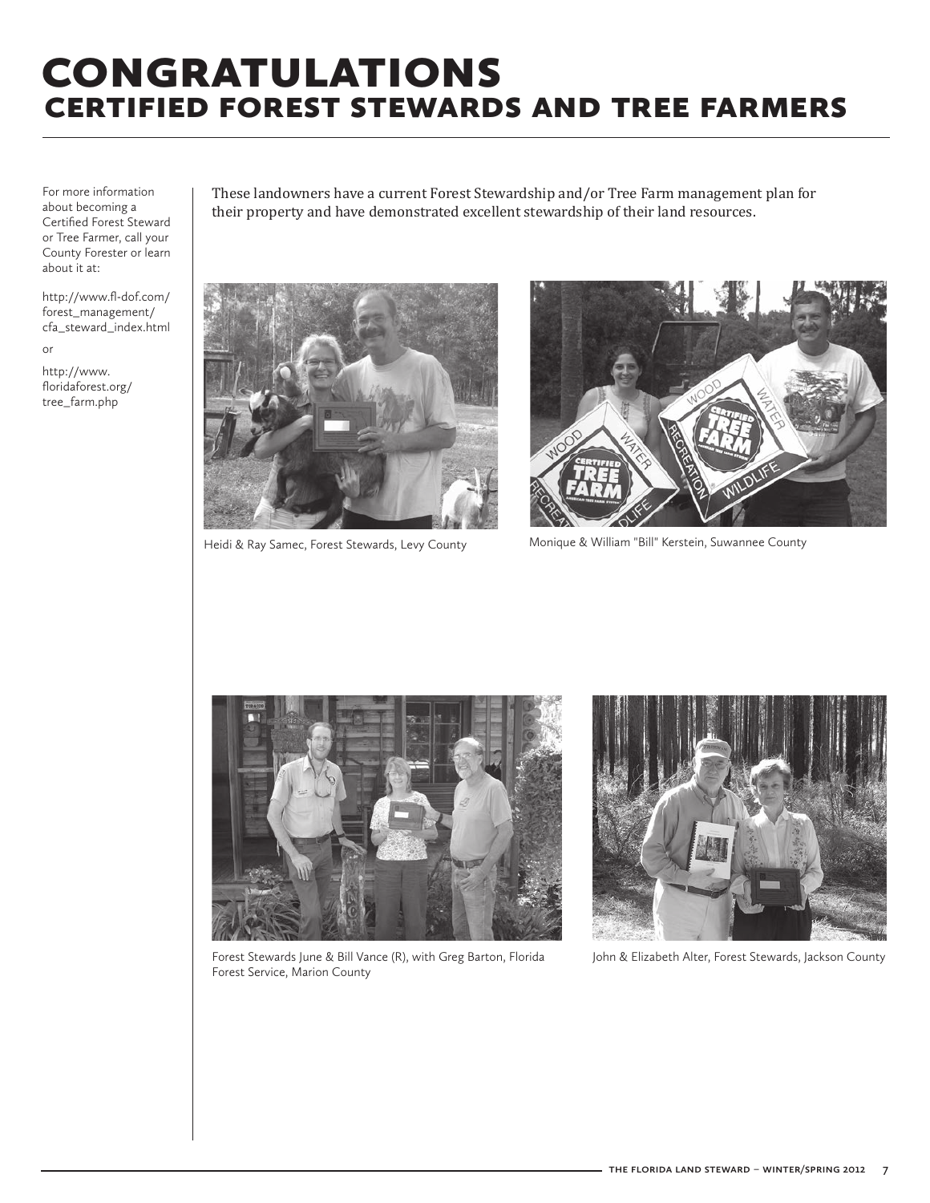# CONGRATULATIONS
## CERTIFIED FOREST STEWARDS AND TREE FARMERS

For more information about becoming a Certified Forest Steward or Tree Farmer, call your County Forester or learn about it at:

http://www.fl-dof.com/forest_management/cfa_steward_index.html

or

http://www.floridaforest.org/tree_farm.php

These landowners have a current Forest Stewardship and/or Tree Farm management plan for their property and have demonstrated excellent stewardship of their land resources.

Heidi & Ray Samec, Forest Stewards, Levy County

Monique & William "Bill" Kerstein, Suwannee County

Forest Stewards June & Bill Vance (R), with Greg Barton, Florida Forest Service, Marion County

John & Elizabeth Alter, Forest Stewards, Jackson County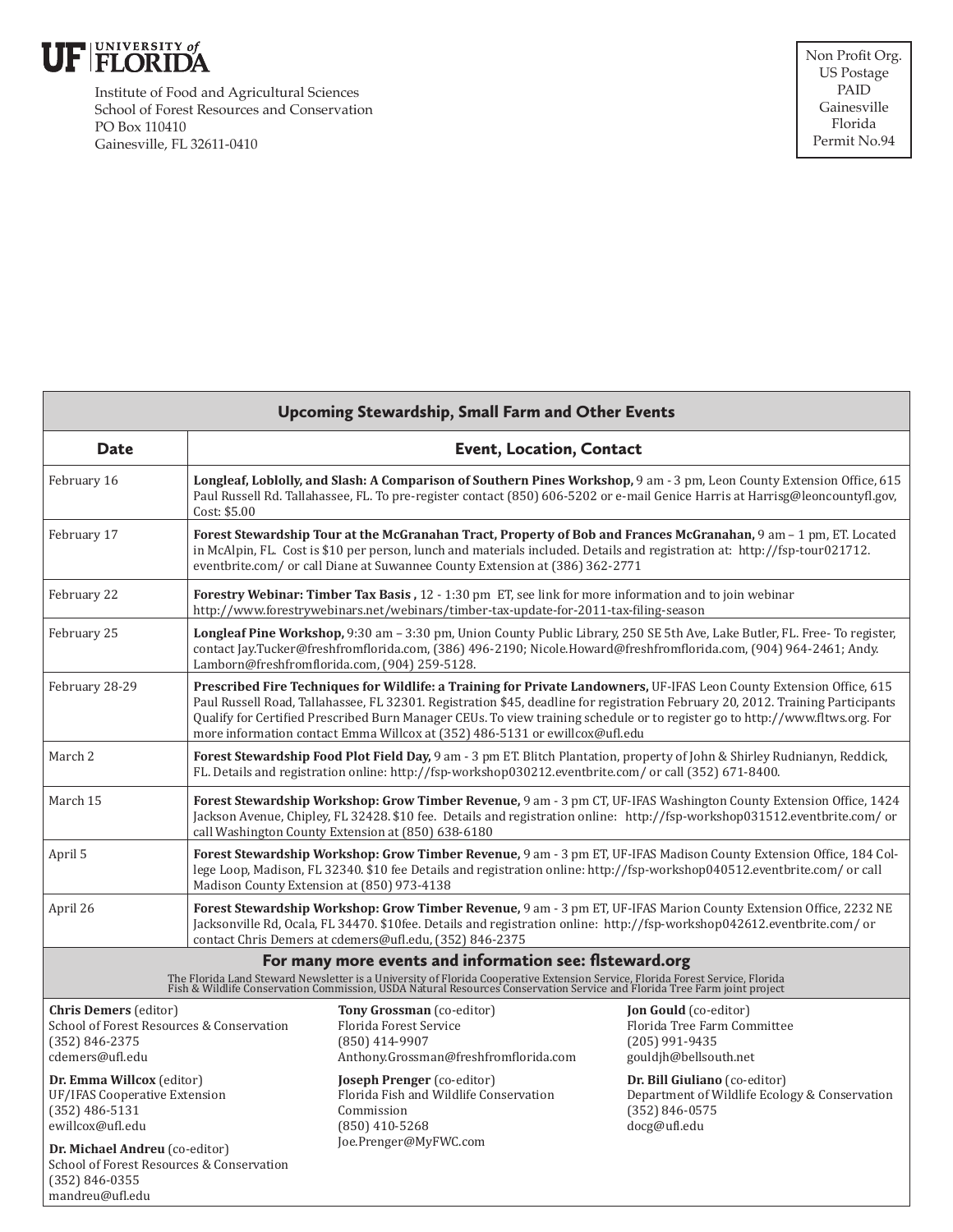**UF | UNIVERSITY of FLORIDA**

Institute of Food and Agricultural Sciences
School of Forest Resources and Conservation
PO Box 110410
Gainesville, FL 32611-0410

Non Profit Org.
US Postage
PAID
Gainesville
Florida
Permit No.94

| Upcoming Stewardship, Small Farm and Other Events | |
|---|---|
| **Date** | **Event, Location, Contact** |
| February 16 | **Longleaf, Loblolly, and Slash: A Comparison of Southern Pines Workshop,** 9 am - 3 pm, Leon County Extension Office, 615 Paul Russell Rd. Tallahassee, FL. To pre-register contact (850) 606-5202 or e-mail Genice Harris at Harrisg@leoncountyfl.gov, Cost: $5.00 |
| February 17 | **Forest Stewardship Tour at the McGranahan Tract, Property of Bob and Frances McGranahan,** 9 am – 1 pm, ET. Located in McAlpin, FL. Cost is $10 per person, lunch and materials included. Details and registration at: http://fsp-tour021712.eventbrite.com/ or call Diane at Suwannee County Extension at (386) 362-2771 |
| February 22 | **Forestry Webinar: Timber Tax Basis ,** 12 - 1:30 pm ET, see link for more information and to join webinar http://www.forestrywebinars.net/webinars/timber-tax-update-for-2011-tax-filing-season |
| February 25 | **Longleaf Pine Workshop,** 9:30 am – 3:30 pm, Union County Public Library, 250 SE 5th Ave, Lake Butler, FL. Free- To register, contact Jay.Tucker@freshfromflorida.com, (386) 496-2190; Nicole.Howard@freshfromflorida.com, (904) 964-2461; Andy.Lamborn@freshfromflorida.com, (904) 259-5128. |
| February 28-29 | **Prescribed Fire Techniques for Wildlife: a Training for Private Landowners,** UF-IFAS Leon County Extension Office, 615 Paul Russell Road, Tallahassee, FL 32301. Registration $45, deadline for registration February 20, 2012. Training Participants Qualify for Certified Prescribed Burn Manager CEUs. To view training schedule or to register go to http://www.fltws.org. For more information contact Emma Willcox at (352) 486-5131 or ewillcox@ufl.edu |
| March 2 | **Forest Stewardship Food Plot Field Day,** 9 am - 3 pm ET. Blitch Plantation, property of John & Shirley Rudnianyn, Reddick, FL. Details and registration online: http://fsp-workshop030212.eventbrite.com/ or call (352) 671-8400. |
| March 15 | **Forest Stewardship Workshop: Grow Timber Revenue,** 9 am - 3 pm CT, UF-IFAS Washington County Extension Office, 1424 Jackson Avenue, Chipley, FL 32428. $10 fee. Details and registration online: http://fsp-workshop031512.eventbrite.com/ or call Washington County Extension at (850) 638-6180 |
| April 5 | **Forest Stewardship Workshop: Grow Timber Revenue,** 9 am - 3 pm ET, UF-IFAS Madison County Extension Office, 184 College Loop, Madison, FL 32340. $10 fee Details and registration online: http://fsp-workshop040512.eventbrite.com/ or call Madison County Extension at (850) 973-4138 |
| April 26 | **Forest Stewardship Workshop: Grow Timber Revenue,** 9 am - 3 pm ET, UF-IFAS Marion County Extension Office, 2232 NE Jacksonville Rd, Ocala, FL 34470. $10fee. Details and registration online: http://fsp-workshop042612.eventbrite.com/ or contact Chris Demers at cdemers@ufl.edu, (352) 846-2375 |

**For many more events and information see: flsteward.org**

The Florida Land Steward Newsletter is a University of Florida Cooperative Extension Service, Florida Forest Service, Florida Fish & Wildlife Conservation Commission, USDA Natural Resources Conservation Service and Florida Tree Farm joint project

**Chris Demers** (editor)
School of Forest Resources & Conservation
(352) 846-2375
cdemers@ufl.edu

**Dr. Emma Willcox** (editor)
UF/IFAS Cooperative Extension
(352) 486-5131
ewillcox@ufl.edu

**Dr. Michael Andreu** (co-editor)
School of Forest Resources & Conservation
(352) 846-0355
mandreu@ufl.edu

**Tony Grossman** (co-editor)
Florida Forest Service
(850) 414-9907
Anthony.Grossman@freshfromflorida.com

**Joseph Prenger** (co-editor)
Florida Fish and Wildlife Conservation Commission
(850) 410-5268
Joe.Prenger@MyFWC.com

**Jon Gould** (co-editor)
Florida Tree Farm Committee
(205) 991-9435
gouldjh@bellsouth.net

**Dr. Bill Giuliano** (co-editor)
Department of Wildlife Ecology & Conservation
(352) 846-0575
docg@ufl.edu